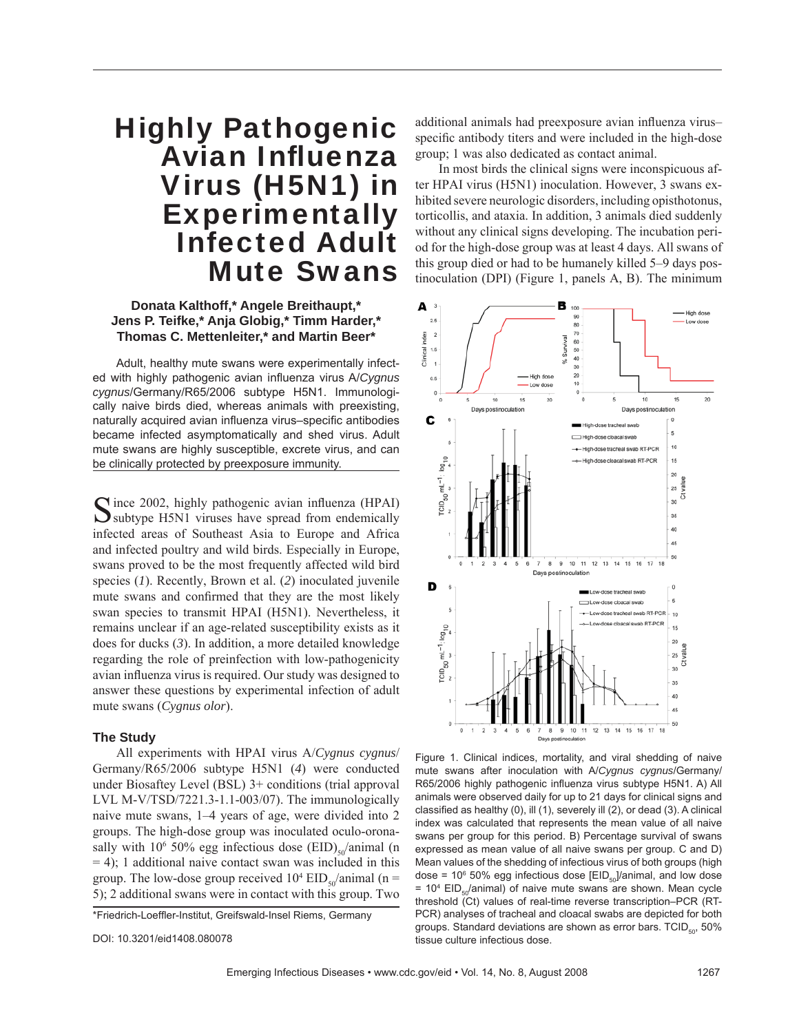# Highly Pathogenic Avian Influenza Virus (H5N1) in Experimentally Infected Adult Mute Swans

**Donata Kalthoff,\* Angele Breithaupt,\* Jens P. Teifke,\* Anja Globig,\* Timm Harder,\* Thomas C. Mettenleiter,\* and Martin Beer\***

Adult, healthy mute swans were experimentally infected with highly pathogenic avian influenza virus A/*Cygnus cygnus*/Germany/R65/2006 subtype H5N1. Immunologically naive birds died, whereas animals with preexisting, naturally acquired avian influenza virus–specific antibodies became infected asymptomatically and shed virus. Adult mute swans are highly susceptible, excrete virus, and can be clinically protected by preexposure immunity.

Since 2002, highly pathogenic avian influenza (HPAI) subtype H5N1 viruses have spread from endemically infected areas of Southeast Asia to Europe and Africa and infected poultry and wild birds. Especially in Europe, swans proved to be the most frequently affected wild bird species (*1*). Recently, Brown et al. (*2*) inoculated juvenile mute swans and confirmed that they are the most likely swan species to transmit HPAI (H5N1). Nevertheless, it remains unclear if an age-related susceptibility exists as it does for ducks (*3*). In addition, a more detailed knowledge regarding the role of preinfection with low-pathogenicity avian influenza virus is required. Our study was designed to answer these questions by experimental infection of adult mute swans (*Cygnus olor*).

## The Study

All experiments with HPAI virus A/*Cygnus cygnus*/Germany/R65/2006 subtype H5N1 (*4*) were conducted under Biosaftey Level (BSL) 3+ conditions (trial approval LVL M-V/TSD/7221.3-1.1-003/07). The immunologically naive mute swans, 1–4 years of age, were divided into 2 groups. The high-dose group was inoculated oculo-oronasally with $10^6$ 50% egg infectious dose $(\text{EID})_{50}$/animal (n = 4); 1 additional naive contact swan was included in this group. The low-dose group received $10^4$ $\text{EID}_{50}$/animal (n = 5); 2 additional swans were in contact with this group. Two additional animals had preexposure avian influenza virus–specific antibody titers and were included in the high-dose group; 1 was also dedicated as contact animal.

In most birds the clinical signs were inconspicuous after HPAI virus (H5N1) inoculation. However, 3 swans exhibited severe neurologic disorders, including opisthotonus, torticollis, and ataxia. In addition, 3 animals died suddenly without any clinical signs developing. The incubation period for the high-dose group was at least 4 days. All swans of this group died or had to be humanely killed 5–9 days postinoculation (DPI) (Figure 1, panels A, B). The minimum

Figure 1. Clinical indices, mortality, and viral shedding of naive mute swans after inoculation with A/*Cygnus cygnus*/Germany/R65/2006 highly pathogenic influenza virus subtype H5N1. A) All animals were observed daily for up to 21 days for clinical signs and classified as healthy (0), ill (1), severely ill (2), or dead (3). A clinical index was calculated that represents the mean value of all naive swans per group for this period. B) Percentage survival of swans expressed as mean value of all naive swans per group. C and D) Mean values of the shedding of infectious virus of both groups (high dose = $10^6$ 50% egg infectious dose [$\text{EID}_{50}$]/animal, and low dose = $10^4$ $\text{EID}_{50}$/animal) of naive mute swans are shown. Mean cycle threshold (Ct) values of real-time reverse transcription–PCR (RT-PCR) analyses of tracheal and cloacal swabs are depicted for both groups. Standard deviations are shown as error bars. $\text{TCID}_{50}$, 50% tissue culture infectious dose.

\*Friedrich-Loeffler-Institut, Greifswald-Insel Riems, Germany

DOI: 10.3201/eid1408.080078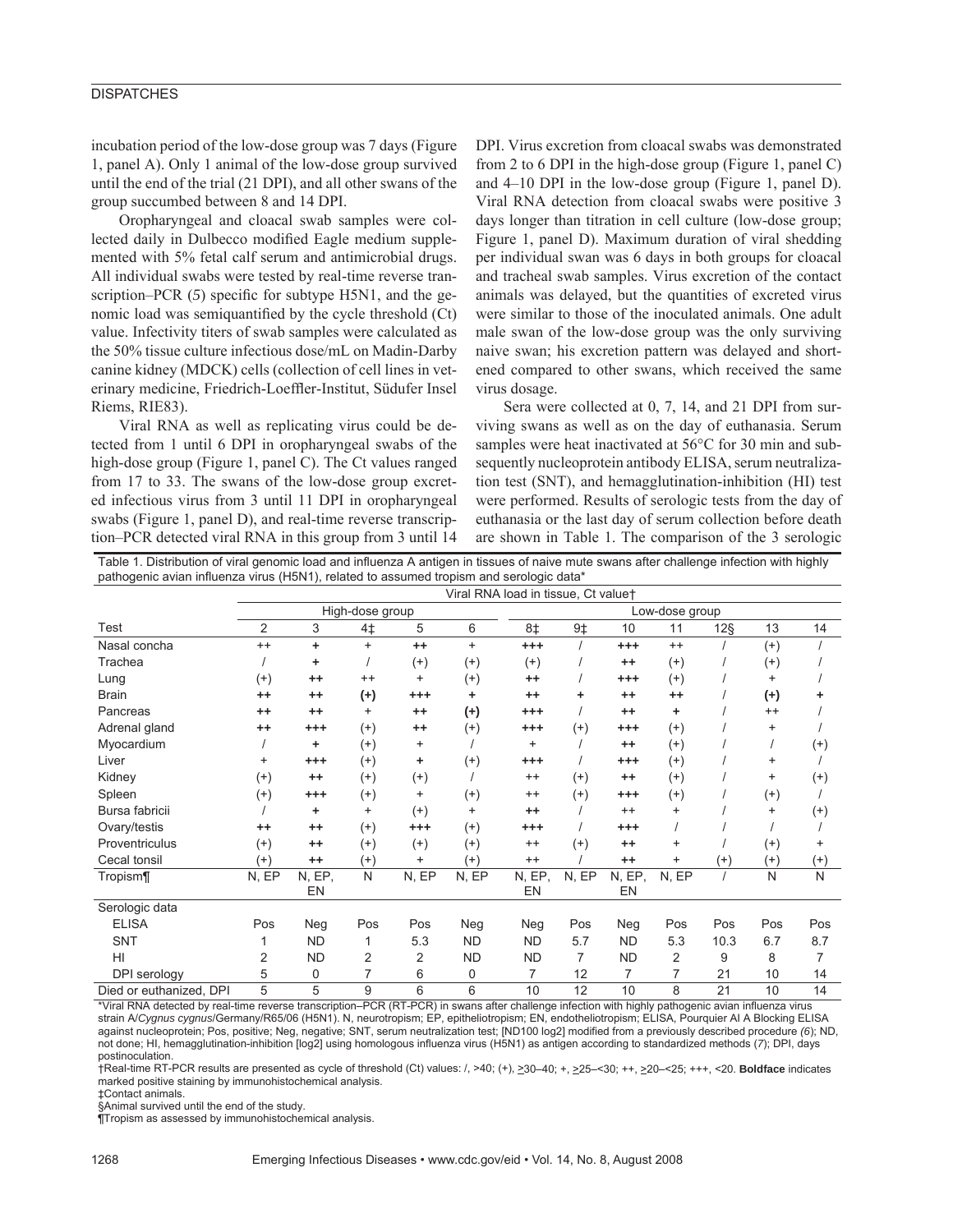incubation period of the low-dose group was 7 days (Figure 1, panel A). Only 1 animal of the low-dose group survived until the end of the trial (21 DPI), and all other swans of the group succumbed between 8 and 14 DPI.

Oropharyngeal and cloacal swab samples were collected daily in Dulbecco modified Eagle medium supplemented with 5% fetal calf serum and antimicrobial drugs. All individual swabs were tested by real-time reverse transcription–PCR (*5*) specific for subtype H5N1, and the genomic load was semiquantified by the cycle threshold (Ct) value. Infectivity titers of swab samples were calculated as the 50% tissue culture infectious dose/mL on Madin-Darby canine kidney (MDCK) cells (collection of cell lines in veterinary medicine, Friedrich-Loeffler-Institut, Südufer Insel Riems, RIE83).

Viral RNA as well as replicating virus could be detected from 1 until 6 DPI in oropharyngeal swabs of the high-dose group (Figure 1, panel C). The Ct values ranged from 17 to 33. The swans of the low-dose group excreted infectious virus from 3 until 11 DPI in oropharyngeal swabs (Figure 1, panel D), and real-time reverse transcription–PCR detected viral RNA in this group from 3 until 14 DPI. Virus excretion from cloacal swabs was demonstrated from 2 to 6 DPI in the high-dose group (Figure 1, panel C) and 4–10 DPI in the low-dose group (Figure 1, panel D). Viral RNA detection from cloacal swabs were positive 3 days longer than titration in cell culture (low-dose group; Figure 1, panel D). Maximum duration of viral shedding per individual swan was 6 days in both groups for cloacal and tracheal swab samples. Virus excretion of the contact animals was delayed, but the quantities of excreted virus were similar to those of the inoculated animals. One adult male swan of the low-dose group was the only surviving naive swan; his excretion pattern was delayed and shortened compared to other swans, which received the same virus dosage.

Sera were collected at 0, 7, 14, and 21 DPI from surviving swans as well as on the day of euthanasia. Serum samples were heat inactivated at 56°C for 30 min and subsequently nucleoprotein antibody ELISA, serum neutralization test (SNT), and hemagglutination-inhibition (HI) test were performed. Results of serologic tests from the day of euthanasia or the last day of serum collection before death are shown in Table 1. The comparison of the 3 serologic

Table 1. Distribution of viral genomic load and influenza A antigen in tissues of naive mute swans after challenge infection with highly pathogenic avian influenza virus (H5N1), related to assumed tropism and serologic data*

| | Viral RNA load in tissue, Ct value† | | | | | | | | | | | |
|---|---|---|---|---|---|---|---|---|---|---|---|---|
| | High-dose group | | | | | Low-dose group | | | | | | |
| Test | 2 | 3 | 4‡ | 5 | 6 | 8‡ | 9‡ | 10 | 11 | 12§ | 13 | 14 |
| Nasal concha | ++ | **+** | + | **++** | + | **+++** | / | **+++** | ++ | / | (+) | / |
| Trachea | / | **+** | / | (+) | (+) | (+) | / | **++** | (+) | / | (+) | / |
| Lung | (+) | **++** | ++ | + | (+) | **++** | / | **+++** | (+) | / | + | / |
| Brain | **++** | **++** | **(+)** | **+++** | **+** | **++** | **+** | **++** | **++** | / | **(+)** | **+** |
| Pancreas | **++** | **++** | + | **++** | **(+)** | **+++** | / | **++** | **+** | / | ++ | / |
| Adrenal gland | **++** | **+++** | (+) | **++** | (+) | **+++** | (+) | **+++** | (+) | / | + | / |
| Myocardium | / | **+** | (+) | + | / | + | / | **++** | (+) | / | / | (+) |
| Liver | + | **+++** | (+) | **+** | (+) | **+++** | / | **+++** | (+) | / | + | / |
| Kidney | (+) | **++** | (+) | (+) | / | ++ | (+) | **++** | (+) | / | + | (+) |
| Spleen | (+) | **+++** | (+) | + | (+) | ++ | (+) | **+++** | (+) | / | (+) | / |
| Bursa fabricii | / | **+** | + | (+) | + | **++** | / | ++ | + | / | + | (+) |
| Ovary/testis | **++** | **++** | (+) | **+++** | (+) | **+++** | / | **+++** | / | / | / | / |
| Proventriculus | (+) | **++** | (+) | (+) | (+) | ++ | (+) | **++** | + | / | (+) | + |
| Cecal tonsil | (+) | **++** | (+) | + | (+) | ++ | / | **++** | + | (+) | (+) | (+) |
| Tropism¶ | N, EP | N, EP, EN | N | N, EP | N, EP | N, EP, EN | N, EP | N, EP, EN | N, EP | / | N | N |
| Serologic data | | | | | | | | | | | | |
| ELISA | Pos | Neg | Pos | Pos | Neg | Neg | Pos | Neg | Pos | Pos | Pos | Pos |
| SNT | 1 | ND | 1 | 5.3 | ND | ND | 5.7 | ND | 5.3 | 10.3 | 6.7 | 8.7 |
| HI | 2 | ND | 2 | 2 | ND | ND | 7 | ND | 2 | 9 | 8 | 7 |
| DPI serology | 5 | 0 | 7 | 6 | 0 | 7 | 12 | 7 | 7 | 21 | 10 | 14 |
| Died or euthanized, DPI | 5 | 5 | 9 | 6 | 6 | 10 | 12 | 10 | 8 | 21 | 10 | 14 |

*Viral RNA detected by real-time reverse transcription–PCR (RT-PCR) in swans after challenge infection with highly pathogenic avian influenza virus strain A/*Cygnus cygnus*/Germany/R65/06 (H5N1). N, neurotropism; EP, epitheliotropism; EN, endotheliotropism; ELISA, Pourquier AI A Blocking ELISA against nucleoprotein; Pos, positive; Neg, negative; SNT, serum neutralization test; [ND100 log2] modified from a previously described procedure (*6*); ND, not done; HI, hemagglutination-inhibition [log2] using homologous influenza virus (H5N1) as antigen according to standardized methods (*7*); DPI, days postinoculation.

†Real-time RT-PCR results are presented as cycle of threshold (Ct) values: /, >40; (+), ≥30–40; +, ≥25–<30; ++, ≥20–<25; +++, <20. **Boldface** indicates marked positive staining by immunohistochemical analysis.

‡Contact animals.

§Animal survived until the end of the study.

¶Tropism as assessed by immunohistochemical analysis.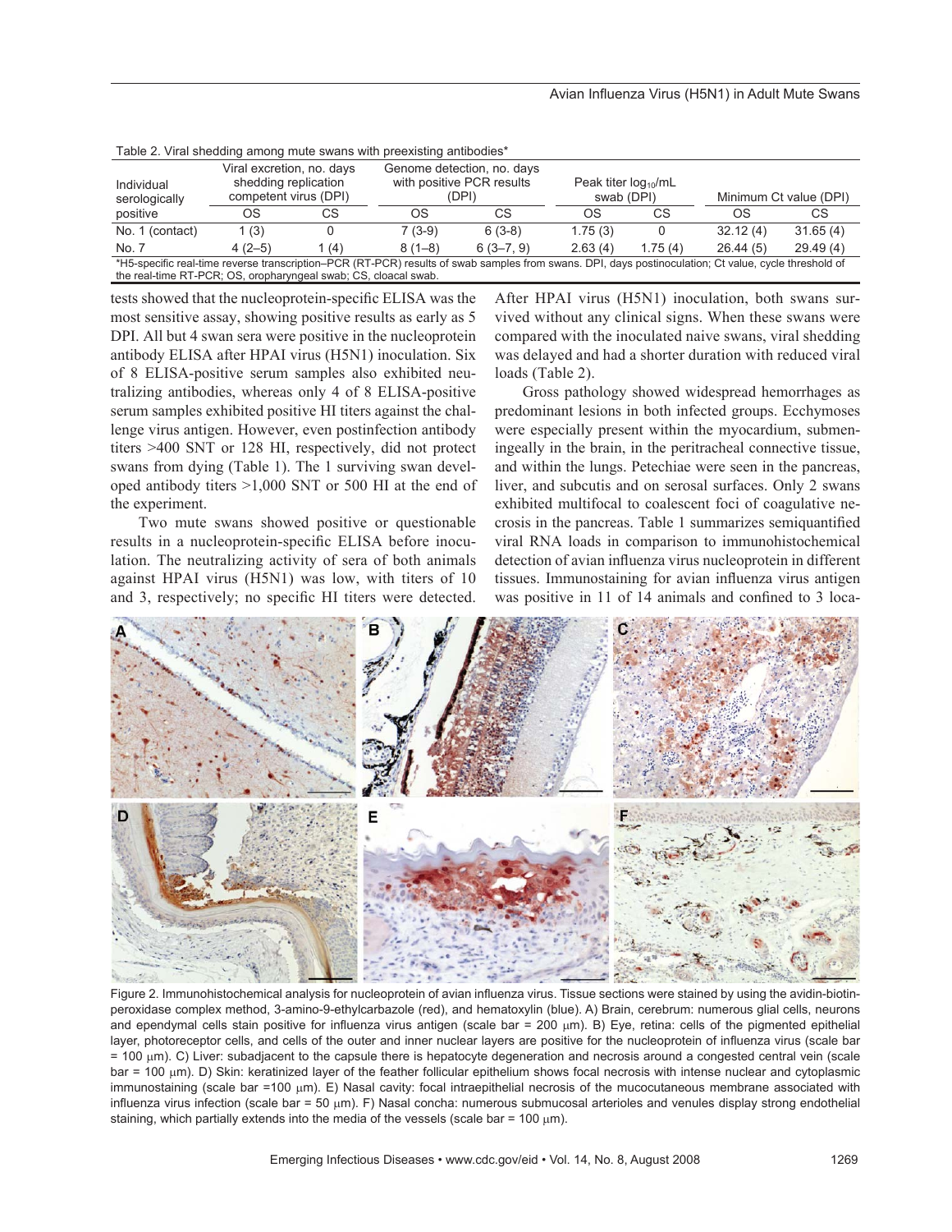Table 2. Viral shedding among mute swans with preexisting antibodies*

| Individual serologically positive | Viral excretion, no. days shedding replication competent virus (DPI) | | Genome detection, no. days with positive PCR results (DPI) | | Peak titer $log_{10}$/mL swab (DPI) | | Minimum Ct value (DPI) | |
|---|---|---|---|---|---|---|---|---|
| | OS | CS | OS | CS | OS | CS | OS | CS |
| No. 1 (contact) | 1 (3) | 0 | 7 (3-9) | 6 (3-8) | 1.75 (3) | 0 | 32.12 (4) | 31.65 (4) |
| No. 7 | 4 (2–5) | 1 (4) | 8 (1–8) | 6 (3–7, 9) | 2.63 (4) | 1.75 (4) | 26.44 (5) | 29.49 (4) |

*H5-specific real-time reverse transcription–PCR (RT-PCR) results of swab samples from swans. DPI, days postinoculation; Ct value, cycle threshold of the real-time RT-PCR; OS, oropharyngeal swab; CS, cloacal swab.

tests showed that the nucleoprotein-specific ELISA was the most sensitive assay, showing positive results as early as 5 DPI. All but 4 swan sera were positive in the nucleoprotein antibody ELISA after HPAI virus (H5N1) inoculation. Six of 8 ELISA-positive serum samples also exhibited neutralizing antibodies, whereas only 4 of 8 ELISA-positive serum samples exhibited positive HI titers against the challenge virus antigen. However, even postinfection antibody titers >400 SNT or 128 HI, respectively, did not protect swans from dying (Table 1). The 1 surviving swan developed antibody titers >1,000 SNT or 500 HI at the end of the experiment.

Two mute swans showed positive or questionable results in a nucleoprotein-specific ELISA before inoculation. The neutralizing activity of sera of both animals against HPAI virus (H5N1) was low, with titers of 10 and 3, respectively; no specific HI titers were detected. After HPAI virus (H5N1) inoculation, both swans survived without any clinical signs. When these swans were compared with the inoculated naive swans, viral shedding was delayed and had a shorter duration with reduced viral loads (Table 2).

Gross pathology showed widespread hemorrhages as predominant lesions in both infected groups. Ecchymoses were especially present within the myocardium, submeningeally in the brain, in the peritracheal connective tissue, and within the lungs. Petechiae were seen in the pancreas, liver, and subcutis and on serosal surfaces. Only 2 swans exhibited multifocal to coalescent foci of coagulative necrosis in the pancreas. Table 1 summarizes semiquantified viral RNA loads in comparison to immunohistochemical detection of avian influenza virus nucleoprotein in different tissues. Immunostaining for avian influenza virus antigen was positive in 11 of 14 animals and confined to 3 loca-

Figure 2. Immunohistochemical analysis for nucleoprotein of avian influenza virus. Tissue sections were stained by using the avidin-biotin-peroxidase complex method, 3-amino-9-ethylcarbazole (red), and hematoxylin (blue). A) Brain, cerebrum: numerous glial cells, neurons and ependymal cells stain positive for influenza virus antigen (scale bar = 200 μm). B) Eye, retina: cells of the pigmented epithelial layer, photoreceptor cells, and cells of the outer and inner nuclear layers are positive for the nucleoprotein of influenza virus (scale bar = 100 μm). C) Liver: subadjacent to the capsule there is hepatocyte degeneration and necrosis around a congested central vein (scale bar = 100 μm). D) Skin: keratinized layer of the feather follicular epithelium shows focal necrosis with intense nuclear and cytoplasmic immunostaining (scale bar =100 μm). E) Nasal cavity: focal intraepithelial necrosis of the mucocutaneous membrane associated with influenza virus infection (scale bar = 50 μm). F) Nasal concha: numerous submucosal arterioles and venules display strong endothelial staining, which partially extends into the media of the vessels (scale bar = 100 μm).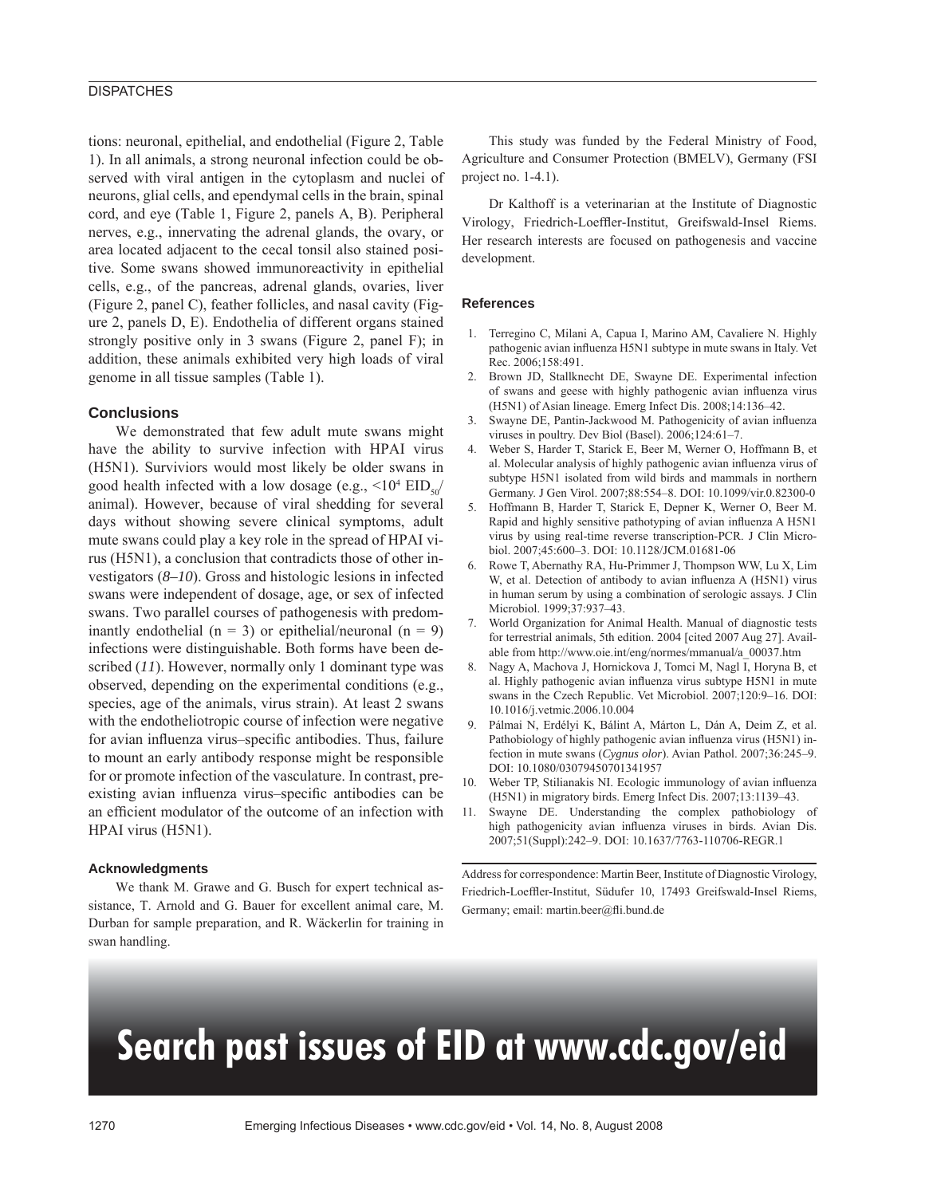tions: neuronal, epithelial, and endothelial (Figure 2, Table 1). In all animals, a strong neuronal infection could be observed with viral antigen in the cytoplasm and nuclei of neurons, glial cells, and ependymal cells in the brain, spinal cord, and eye (Table 1, Figure 2, panels A, B). Peripheral nerves, e.g., innervating the adrenal glands, the ovary, or area located adjacent to the cecal tonsil also stained positive. Some swans showed immunoreactivity in epithelial cells, e.g., of the pancreas, adrenal glands, ovaries, liver (Figure 2, panel C), feather follicles, and nasal cavity (Figure 2, panels D, E). Endothelia of different organs stained strongly positive only in 3 swans (Figure 2, panel F); in addition, these animals exhibited very high loads of viral genome in all tissue samples (Table 1).

## Conclusions

We demonstrated that few adult mute swans might have the ability to survive infection with HPAI virus (H5N1). Surviviors would most likely be older swans in good health infected with a low dosage (e.g., $<10^4$ $EID_{50}$/animal). However, because of viral shedding for several days without showing severe clinical symptoms, adult mute swans could play a key role in the spread of HPAI virus (H5N1), a conclusion that contradicts those of other investigators (*8–10*). Gross and histologic lesions in infected swans were independent of dosage, age, or sex of infected swans. Two parallel courses of pathogenesis with predominantly endothelial (n = 3) or epithelial/neuronal (n = 9) infections were distinguishable. Both forms have been described (*11*). However, normally only 1 dominant type was observed, depending on the experimental conditions (e.g., species, age of the animals, virus strain). At least 2 swans with the endotheliotropic course of infection were negative for avian influenza virus–specific antibodies. Thus, failure to mount an early antibody response might be responsible for or promote infection of the vasculature. In contrast, preexisting avian influenza virus–specific antibodies can be an efficient modulator of the outcome of an infection with HPAI virus (H5N1).

### Acknowledgments

We thank M. Grawe and G. Busch for expert technical assistance, T. Arnold and G. Bauer for excellent animal care, M. Durban for sample preparation, and R. Wäckerlin for training in swan handling.

This study was funded by the Federal Ministry of Food, Agriculture and Consumer Protection (BMELV), Germany (FSI project no. 1-4.1).

Dr Kalthoff is a veterinarian at the Institute of Diagnostic Virology, Friedrich-Loeffler-Institut, Greifswald-Insel Riems. Her research interests are focused on pathogenesis and vaccine development.

## References

1. Terregino C, Milani A, Capua I, Marino AM, Cavaliere N. Highly pathogenic avian influenza H5N1 subtype in mute swans in Italy. Vet Rec. 2006;158:491.
2. Brown JD, Stallknecht DE, Swayne DE. Experimental infection of swans and geese with highly pathogenic avian influenza virus (H5N1) of Asian lineage. Emerg Infect Dis. 2008;14:136–42.
3. Swayne DE, Pantin-Jackwood M. Pathogenicity of avian influenza viruses in poultry. Dev Biol (Basel). 2006;124:61–7.
4. Weber S, Harder T, Starick E, Beer M, Werner O, Hoffmann B, et al. Molecular analysis of highly pathogenic avian influenza virus of subtype H5N1 isolated from wild birds and mammals in northern Germany. J Gen Virol. 2007;88:554–8. DOI: 10.1099/vir.0.82300-0
5. Hoffmann B, Harder T, Starick E, Depner K, Werner O, Beer M. Rapid and highly sensitive pathotyping of avian influenza A H5N1 virus by using real-time reverse transcription-PCR. J Clin Microbiol. 2007;45:600–3. DOI: 10.1128/JCM.01681-06
6. Rowe T, Abernathy RA, Hu-Primmer J, Thompson WW, Lu X, Lim W, et al. Detection of antibody to avian influenza A (H5N1) virus in human serum by using a combination of serologic assays. J Clin Microbiol. 1999;37:937–43.
7. World Organization for Animal Health. Manual of diagnostic tests for terrestrial animals, 5th edition. 2004 [cited 2007 Aug 27]. Available from http://www.oie.int/eng/normes/mmanual/a_00037.htm
8. Nagy A, Machova J, Hornickova J, Tomci M, Nagl I, Horyna B, et al. Highly pathogenic avian influenza virus subtype H5N1 in mute swans in the Czech Republic. Vet Microbiol. 2007;120:9–16. DOI: 10.1016/j.vetmic.2006.10.004
9. Pálmai N, Erdélyi K, Bálint A, Márton L, Dán A, Deim Z, et al. Pathobiology of highly pathogenic avian influenza virus (H5N1) infection in mute swans (*Cygnus olor*). Avian Pathol. 2007;36:245–9. DOI: 10.1080/03079450701341957
10. Weber TP, Stilianakis NI. Ecologic immunology of avian influenza (H5N1) in migratory birds. Emerg Infect Dis. 2007;13:1139–43.
11. Swayne DE. Understanding the complex pathobiology of high pathogenicity avian influenza viruses in birds. Avian Dis. 2007;51(Suppl):242–9. DOI: 10.1637/7763-110706-REGR.1

Address for correspondence: Martin Beer, Institute of Diagnostic Virology, Friedrich-Loeffler-Institut, Südufer 10, 17493 Greifswald-Insel Riems, Germany; email: martin.beer@fli.bund.de

**Search past issues of EID at www.cdc.gov/eid**